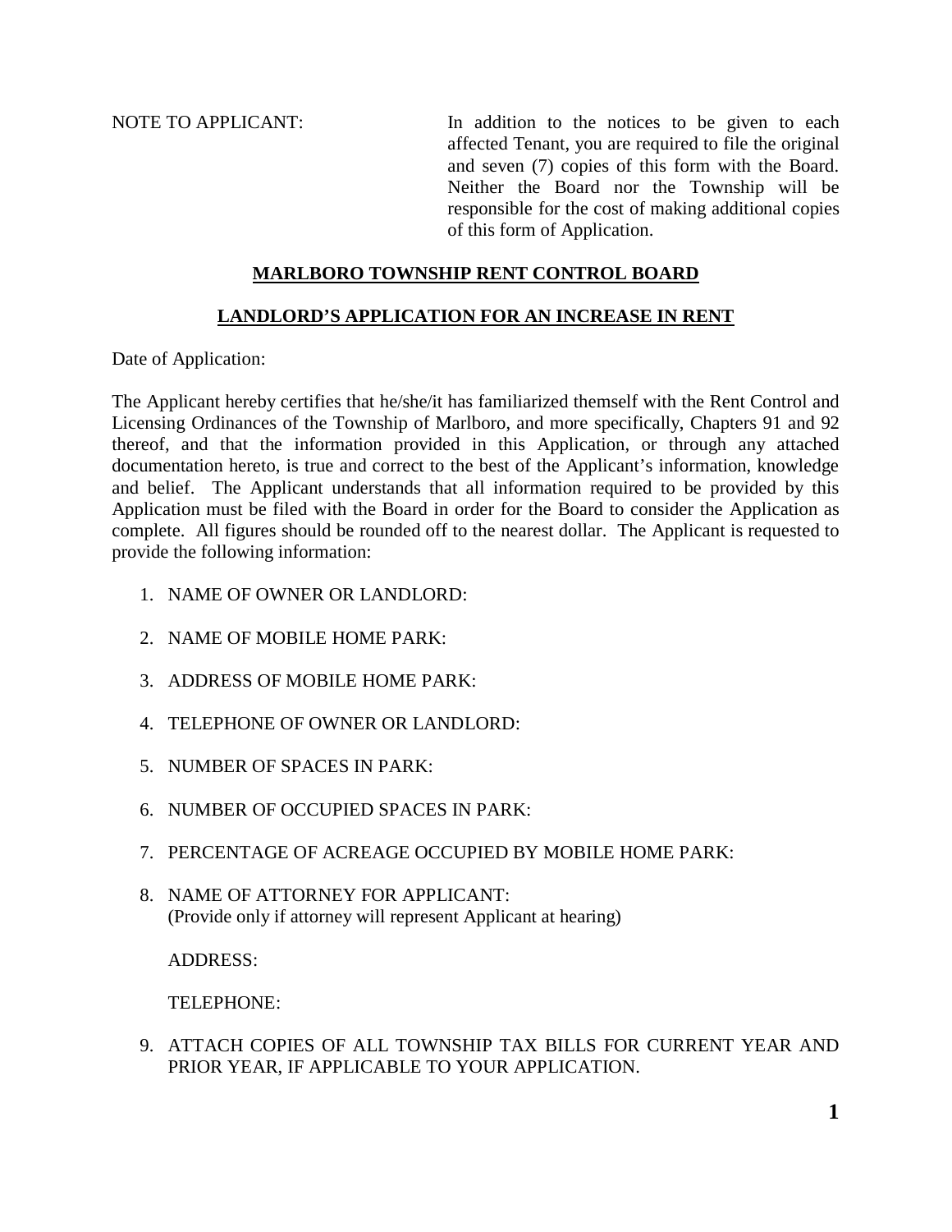NOTE TO APPLICANT: In addition to the notices to be given to each affected Tenant, you are required to file the original and seven (7) copies of this form with the Board. Neither the Board nor the Township will be responsible for the cost of making additional copies of this form of Application.

## MARLBORO TOWNSHIP RENT CONTROL BOARD

## LANDLORD'S APPLICATION FOR AN INCREASE IN RENT

Date of Application:

The Applicant hereby certifies that he/she/it has familiarized themself with the Rent Control and Licensing Ordinances of the Township of Marlboro, and more specifically, Chapters 91 and 92 thereof, and that the information provided in this Application, or through any attached documentation hereto, is true and correct to the best of the Applicant's information, knowledge and belief. The Applicant understands that all information required to be provided by this Application must be filed with the Board in order for the Board to consider the Application as complete. All figures should be rounded off to the nearest dollar. The Applicant is requested to provide the following information:

1. NAME OF OWNER OR LANDLORD:

2. NAME OF MOBILE HOME PARK:

3. ADDRESS OF MOBILE HOME PARK:

4. TELEPHONE OF OWNER OR LANDLORD:

5. NUMBER OF SPACES IN PARK:

6. NUMBER OF OCCUPIED SPACES IN PARK:

7. PERCENTAGE OF ACREAGE OCCUPIED BY MOBILE HOME PARK:

8. NAME OF ATTORNEY FOR APPLICANT:
   (Provide only if attorney will represent Applicant at hearing)

   ADDRESS:

   TELEPHONE:

9. ATTACH COPIES OF ALL TOWNSHIP TAX BILLS FOR CURRENT YEAR AND PRIOR YEAR, IF APPLICABLE TO YOUR APPLICATION.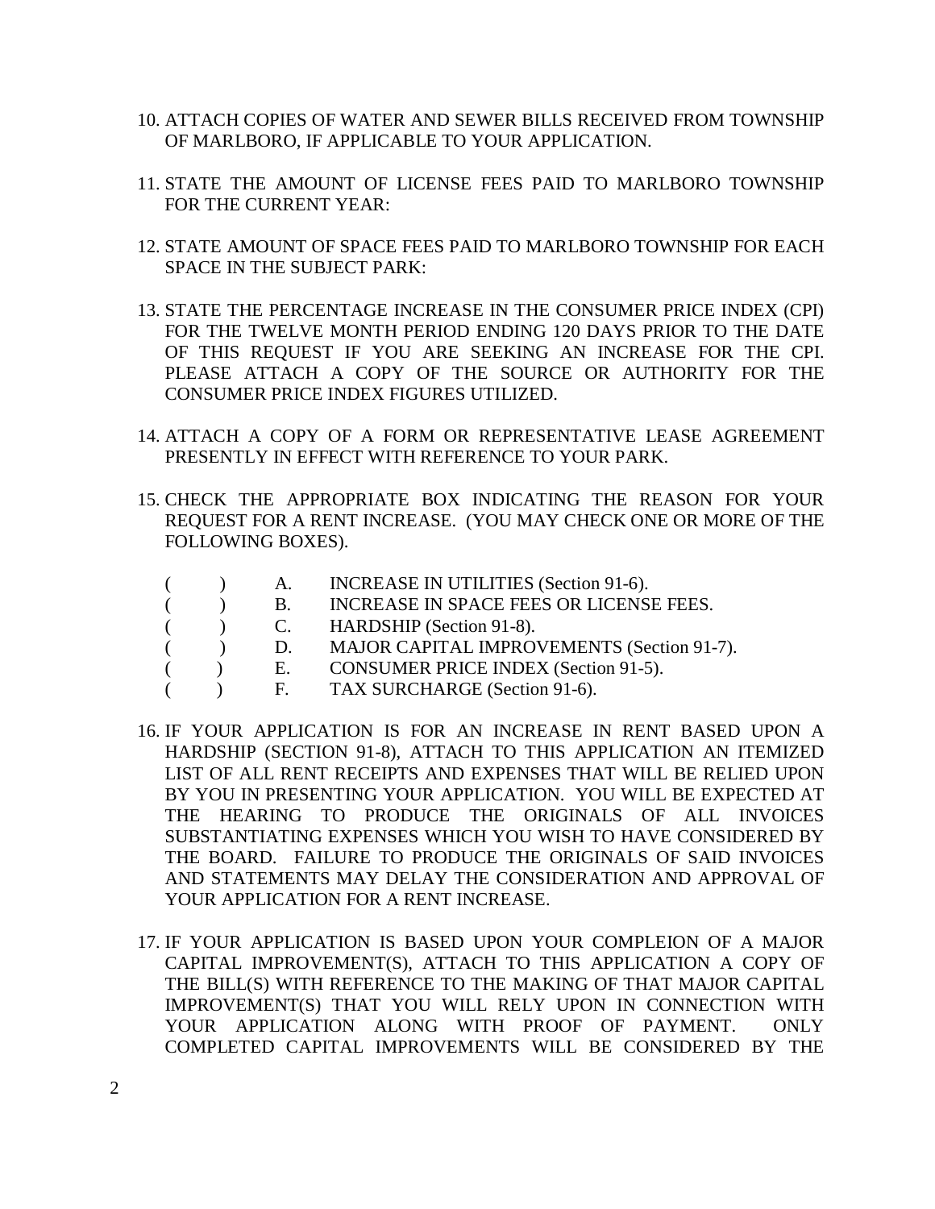10. ATTACH COPIES OF WATER AND SEWER BILLS RECEIVED FROM TOWNSHIP OF MARLBORO, IF APPLICABLE TO YOUR APPLICATION.

11. STATE THE AMOUNT OF LICENSE FEES PAID TO MARLBORO TOWNSHIP FOR THE CURRENT YEAR:

12. STATE AMOUNT OF SPACE FEES PAID TO MARLBORO TOWNSHIP FOR EACH SPACE IN THE SUBJECT PARK:

13. STATE THE PERCENTAGE INCREASE IN THE CONSUMER PRICE INDEX (CPI) FOR THE TWELVE MONTH PERIOD ENDING 120 DAYS PRIOR TO THE DATE OF THIS REQUEST IF YOU ARE SEEKING AN INCREASE FOR THE CPI. PLEASE ATTACH A COPY OF THE SOURCE OR AUTHORITY FOR THE CONSUMER PRICE INDEX FIGURES UTILIZED.

14. ATTACH A COPY OF A FORM OR REPRESENTATIVE LEASE AGREEMENT PRESENTLY IN EFFECT WITH REFERENCE TO YOUR PARK.

15. CHECK THE APPROPRIATE BOX INDICATING THE REASON FOR YOUR REQUEST FOR A RENT INCREASE. (YOU MAY CHECK ONE OR MORE OF THE FOLLOWING BOXES).

    (     ) A. INCREASE IN UTILITIES (Section 91-6).
    (     ) B. INCREASE IN SPACE FEES OR LICENSE FEES.
    (     ) C. HARDSHIP (Section 91-8).
    (     ) D. MAJOR CAPITAL IMPROVEMENTS (Section 91-7).
    (     ) E. CONSUMER PRICE INDEX (Section 91-5).
    (     ) F. TAX SURCHARGE (Section 91-6).

16. IF YOUR APPLICATION IS FOR AN INCREASE IN RENT BASED UPON A HARDSHIP (SECTION 91-8), ATTACH TO THIS APPLICATION AN ITEMIZED LIST OF ALL RENT RECEIPTS AND EXPENSES THAT WILL BE RELIED UPON BY YOU IN PRESENTING YOUR APPLICATION. YOU WILL BE EXPECTED AT THE HEARING TO PRODUCE THE ORIGINALS OF ALL INVOICES SUBSTANTIATING EXPENSES WHICH YOU WISH TO HAVE CONSIDERED BY THE BOARD. FAILURE TO PRODUCE THE ORIGINALS OF SAID INVOICES AND STATEMENTS MAY DELAY THE CONSIDERATION AND APPROVAL OF YOUR APPLICATION FOR A RENT INCREASE.

17. IF YOUR APPLICATION IS BASED UPON YOUR COMPLEION OF A MAJOR CAPITAL IMPROVEMENT(S), ATTACH TO THIS APPLICATION A COPY OF THE BILL(S) WITH REFERENCE TO THE MAKING OF THAT MAJOR CAPITAL IMPROVEMENT(S) THAT YOU WILL RELY UPON IN CONNECTION WITH YOUR APPLICATION ALONG WITH PROOF OF PAYMENT. ONLY COMPLETED CAPITAL IMPROVEMENTS WILL BE CONSIDERED BY THE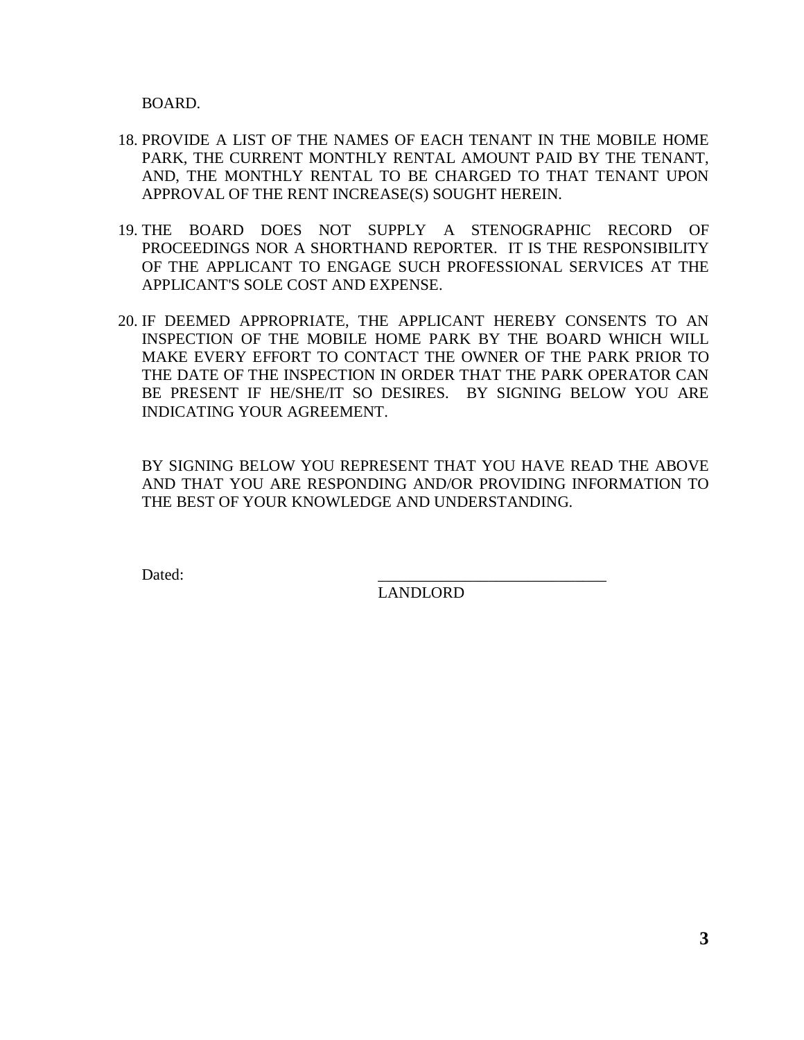BOARD.

18. PROVIDE A LIST OF THE NAMES OF EACH TENANT IN THE MOBILE HOME PARK, THE CURRENT MONTHLY RENTAL AMOUNT PAID BY THE TENANT, AND, THE MONTHLY RENTAL TO BE CHARGED TO THAT TENANT UPON APPROVAL OF THE RENT INCREASE(S) SOUGHT HEREIN.

19. THE BOARD DOES NOT SUPPLY A STENOGRAPHIC RECORD OF PROCEEDINGS NOR A SHORTHAND REPORTER. IT IS THE RESPONSIBILITY OF THE APPLICANT TO ENGAGE SUCH PROFESSIONAL SERVICES AT THE APPLICANT'S SOLE COST AND EXPENSE.

20. IF DEEMED APPROPRIATE, THE APPLICANT HEREBY CONSENTS TO AN INSPECTION OF THE MOBILE HOME PARK BY THE BOARD WHICH WILL MAKE EVERY EFFORT TO CONTACT THE OWNER OF THE PARK PRIOR TO THE DATE OF THE INSPECTION IN ORDER THAT THE PARK OPERATOR CAN BE PRESENT IF HE/SHE/IT SO DESIRES. BY SIGNING BELOW YOU ARE INDICATING YOUR AGREEMENT.

BY SIGNING BELOW YOU REPRESENT THAT YOU HAVE READ THE ABOVE AND THAT YOU ARE RESPONDING AND/OR PROVIDING INFORMATION TO THE BEST OF YOUR KNOWLEDGE AND UNDERSTANDING.

Dated: ______________________________

LANDLORD